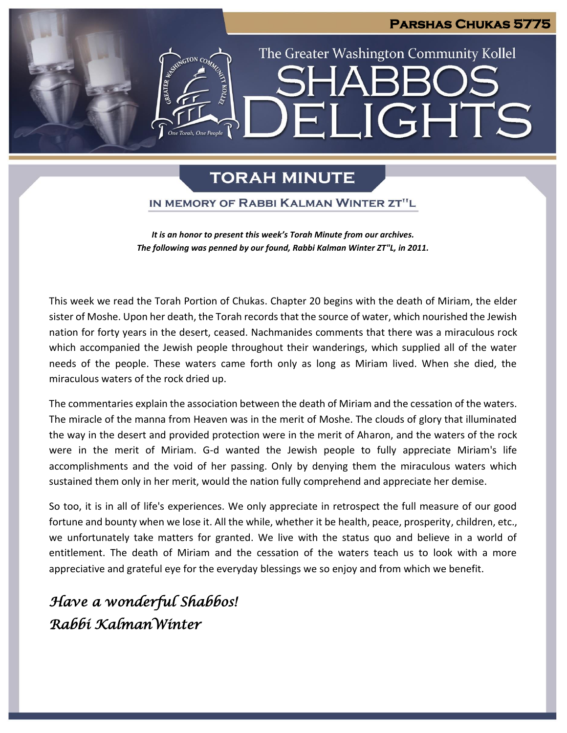# Parshas Chukas 5775

The Greater Washington Community Kollel

# SHABBOS DELIGHTS

## TORAH MINUTE

### IN MEMORY OF RABBI KALMAN WINTER ZT"L

***It is an honor to present this week's Torah Minute from our archives. The following was penned by our found, Rabbi Kalman Winter ZT"L, in 2011.***

This week we read the Torah Portion of Chukas. Chapter 20 begins with the death of Miriam, the elder sister of Moshe. Upon her death, the Torah records that the source of water, which nourished the Jewish nation for forty years in the desert, ceased. Nachmanides comments that there was a miraculous rock which accompanied the Jewish people throughout their wanderings, which supplied all of the water needs of the people. These waters came forth only as long as Miriam lived. When she died, the miraculous waters of the rock dried up.

The commentaries explain the association between the death of Miriam and the cessation of the waters. The miracle of the manna from Heaven was in the merit of Moshe. The clouds of glory that illuminated the way in the desert and provided protection were in the merit of Aharon, and the waters of the rock were in the merit of Miriam. G-d wanted the Jewish people to fully appreciate Miriam's life accomplishments and the void of her passing. Only by denying them the miraculous waters which sustained them only in her merit, would the nation fully comprehend and appreciate her demise.

So too, it is in all of life's experiences. We only appreciate in retrospect the full measure of our good fortune and bounty when we lose it. All the while, whether it be health, peace, prosperity, children, etc., we unfortunately take matters for granted. We live with the status quo and believe in a world of entitlement. The death of Miriam and the cessation of the waters teach us to look with a more appreciative and grateful eye for the everyday blessings we so enjoy and from which we benefit.

*Have a wonderful Shabbos!*
*Rabbi KalmanWinter*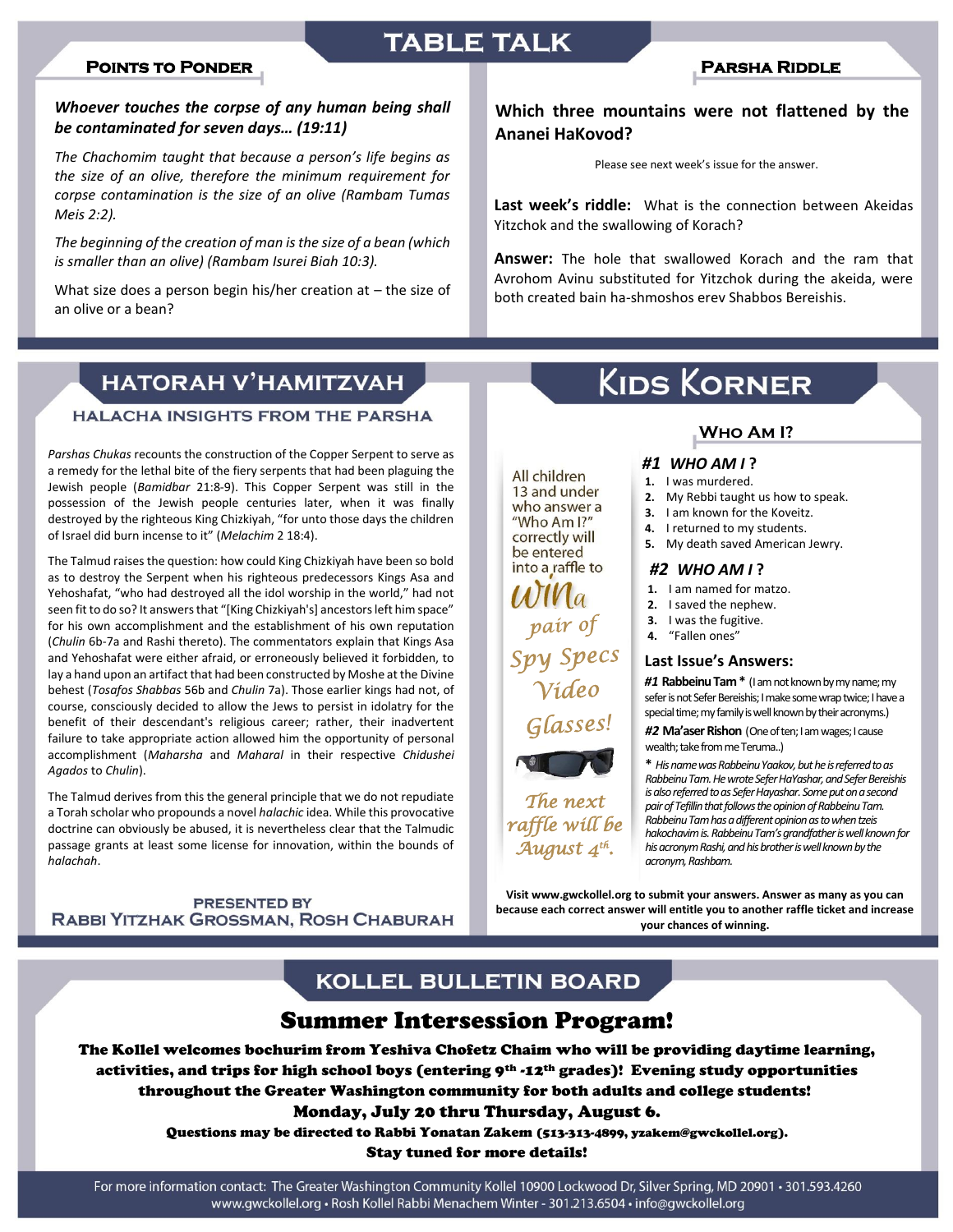# TABLE TALK

## Points to Ponder

***Whoever touches the corpse of any human being shall be contaminated for seven days… (19:11)***

*The Chachomim taught that because a person's life begins as the size of an olive, therefore the minimum requirement for corpse contamination is the size of an olive (Rambam Tumas Meis 2:2).*

*The beginning of the creation of man is the size of a bean (which is smaller than an olive) (Rambam Isurei Biah 10:3).*

What size does a person begin his/her creation at – the size of an olive or a bean?

## Parsha Riddle

**Which three mountains were not flattened by the Ananei HaKovod?**

Please see next week's issue for the answer.

**Last week's riddle:** What is the connection between Akeidas Yitzchok and the swallowing of Korach?

**Answer:** The hole that swallowed Korach and the ram that Avrohom Avinu substituted for Yitzchok during the akeida, were both created bain ha-shmoshos erev Shabbos Bereishis.

# HATORAH V'HAMITZVAH

## Halacha Insights from the Parsha

*Parshas Chukas* recounts the construction of the Copper Serpent to serve as a remedy for the lethal bite of the fiery serpents that had been plaguing the Jewish people (*Bamidbar* 21:8-9). This Copper Serpent was still in the possession of the Jewish people centuries later, when it was finally destroyed by the righteous King Chizkiyah, "for unto those days the children of Israel did burn incense to it" (*Melachim* 2 18:4).

The Talmud raises the question: how could King Chizkiyah have been so bold as to destroy the Serpent when his righteous predecessors Kings Asa and Yehoshafat, "who had destroyed all the idol worship in the world," had not seen fit to do so? It answers that "[King Chizkiyah's] ancestors left him space" for his own accomplishment and the establishment of his own reputation (*Chulin* 6b-7a and Rashi thereto). The commentators explain that Kings Asa and Yehoshafat were either afraid, or erroneously believed it forbidden, to lay a hand upon an artifact that had been constructed by Moshe at the Divine behest (*Tosafos Shabbos* 56b and *Chulin* 7a). Those earlier kings had not, of course, consciously decided to allow the Jews to persist in idolatry for the benefit of their descendant's religious career; rather, their inadvertent failure to take appropriate action allowed him the opportunity of personal accomplishment (*Maharsha* and *Maharal* in their respective *Chidushei Agados* to *Chulin*).

The Talmud derives from this the general principle that we do not repudiate a Torah scholar who propounds a novel *halachic* idea. While this provocative doctrine can obviously be abused, it is nevertheless clear that the Talmudic passage grants at least some license for innovation, within the bounds of *halachah*.

Presented by
Rabbi Yitzhak Grossman, Rosh Chaburah

# Kids Korner

All children 13 and under who answer a "Who Am I?" correctly will be entered into a raffle to **win a pair of Spy Specs Video Glasses!**

The next raffle will be August 4th.

## Who Am I?

### #1 WHO AM I ?

1. I was murdered.
2. My Rebbi taught us how to speak.
3. I am known for the Koveitz.
4. I returned to my students.
5. My death saved American Jewry.

### #2 WHO AM I ?

1. I am named for matzo.
2. I saved the nephew.
3. I was the fugitive.
4. "Fallen ones"

### Last Issue's Answers:

**#1 Rabbeinu Tam \*** (I am not known by my name; my sefer is not Sefer Bereishis; I make some wrap twice; I have a special time; my family is well known by their acronyms.)

**#2 Ma'aser Rishon** (One of ten; I am wages; I cause wealth; take from me Teruma..)

*\* His name was Rabbeinu Yaakov, but he is referred to as Rabbeinu Tam. He wrote Sefer HaYashar, and Sefer Bereishis is also referred to as Sefer Hayashar. Some put on a second pair of Tefillin that follows the opinion of Rabbeinu Tam. Rabbeinu Tam has a different opinion as to when tzeis hakochavim is. Rabbeinu Tam's grandfather is well known for his acronym Rashi, and his brother is well known by the acronym, Rashbam.*

**Visit www.gwckollel.org to submit your answers. Answer as many as you can because each correct answer will entitle you to another raffle ticket and increase your chances of winning.**

# KOLLEL BULLETIN BOARD

## Summer Intersession Program!

**The Kollel welcomes bochurim from Yeshiva Chofetz Chaim who will be providing daytime learning, activities, and trips for high school boys (entering 9th -12th grades)! Evening study opportunities throughout the Greater Washington community for both adults and college students!**

**Monday, July 20 thru Thursday, August 6.**

**Questions may be directed to Rabbi Yonatan Zakem (513-313-4899, yzakem@gwckollel.org).**

**Stay tuned for more details!**

For more information contact: The Greater Washington Community Kollel 10900 Lockwood Dr, Silver Spring, MD 20901 • 301.593.4260
www.gwckollel.org • Rosh Kollel Rabbi Menachem Winter - 301.213.6504 • info@gwckollel.org